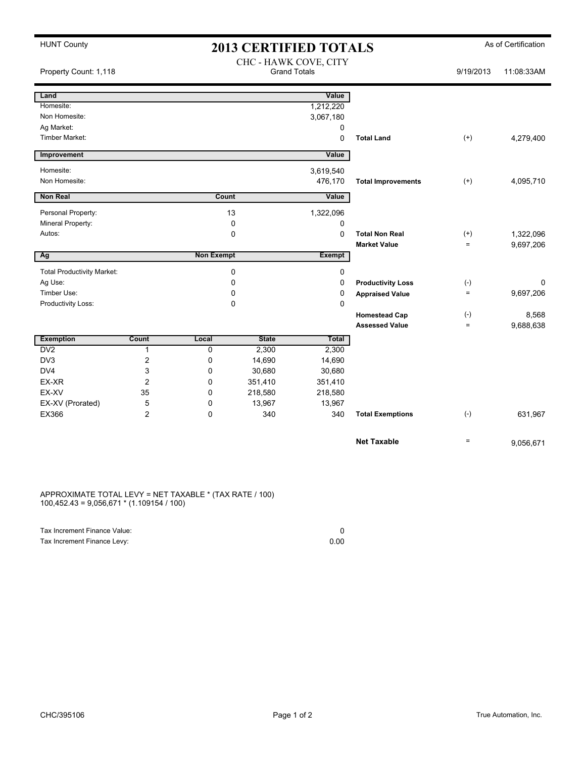HUNT County

# 2013 CERTIFIED TOTALS

As of Certification

CHC - HAWK COVE, CITY
Grand Totals

Property Count: 1,118

9/19/2013 11:08:33AM

| Land | | Value | | | |
|---|---|---|---|---|---|
| Homesite: | | 1,212,220 | | | |
| Non Homesite: | | 3,067,180 | | | |
| Ag Market: | | 0 | | | |
| Timber Market: | | 0 | Total Land | (+) | 4,279,400 |

| Improvement | | Value | | | |
|---|---|---|---|---|---|
| Homesite: | | 3,619,540 | | | |
| Non Homesite: | | 476,170 | Total Improvements | (+) | 4,095,710 |

| Non Real | Count | Value | | | |
|---|---|---|---|---|---|
| Personal Property: | 13 | 1,322,096 | | | |
| Mineral Property: | 0 | 0 | | | |
| Autos: | 0 | 0 | Total Non Real | (+) | 1,322,096 |
| | | | Market Value | = | 9,697,206 |

| Ag | Non Exempt | Exempt | | | |
|---|---|---|---|---|---|
| Total Productivity Market: | 0 | 0 | | | |
| Ag Use: | 0 | 0 | Productivity Loss | (-) | 0 |
| Timber Use: | 0 | 0 | Appraised Value | = | 9,697,206 |
| Productivity Loss: | 0 | 0 | | | |
| | | | Homestead Cap | (-) | 8,568 |
| | | | Assessed Value | = | 9,688,638 |

| Exemption | Count | Local | State | Total | | | |
|---|---|---|---|---|---|---|---|
| DV2 | 1 | 0 | 2,300 | 2,300 | | | |
| DV3 | 2 | 0 | 14,690 | 14,690 | | | |
| DV4 | 3 | 0 | 30,680 | 30,680 | | | |
| EX-XR | 2 | 0 | 351,410 | 351,410 | | | |
| EX-XV | 35 | 0 | 218,580 | 218,580 | | | |
| EX-XV (Prorated) | 5 | 0 | 13,967 | 13,967 | | | |
| EX366 | 2 | 0 | 340 | 340 | Total Exemptions | (-) | 631,967 |

| | | |
|---|---|---|
| **Net Taxable** | = | 9,056,671 |

APPROXIMATE TOTAL LEVY = NET TAXABLE * (TAX RATE / 100)
100,452.43 = 9,056,671 * (1.109154 / 100)

| | |
|---|---|
| Tax Increment Finance Value: | 0 |
| Tax Increment Finance Levy: | 0.00 |

CHC/395106

True Automation, Inc.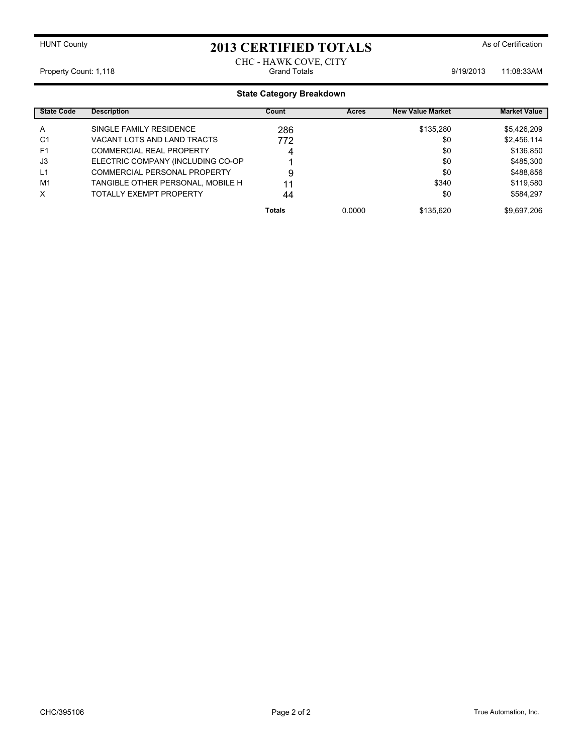HUNT County

# 2013 CERTIFIED TOTALS

As of Certification

CHC - HAWK COVE, CITY
Grand Totals

Property Count: 1,118

9/19/2013 11:08:33AM

## State Category Breakdown

| State Code | Description | Count | Acres | New Value Market | Market Value |
|---|---|---|---|---|---|
| A | SINGLE FAMILY RESIDENCE | 286 | | $135,280 | $5,426,209 |
| C1 | VACANT LOTS AND LAND TRACTS | 772 | | $0 | $2,456,114 |
| F1 | COMMERCIAL REAL PROPERTY | 4 | | $0 | $136,850 |
| J3 | ELECTRIC COMPANY (INCLUDING CO-OP | 1 | | $0 | $485,300 |
| L1 | COMMERCIAL PERSONAL PROPERTY | 9 | | $0 | $488,856 |
| M1 | TANGIBLE OTHER PERSONAL, MOBILE H | 11 | | $340 | $119,580 |
| X | TOTALLY EXEMPT PROPERTY | 44 | | $0 | $584,297 |
| | | **Totals** | 0.0000 | $135,620 | $9,697,206 |

CHC/395106

True Automation, Inc.